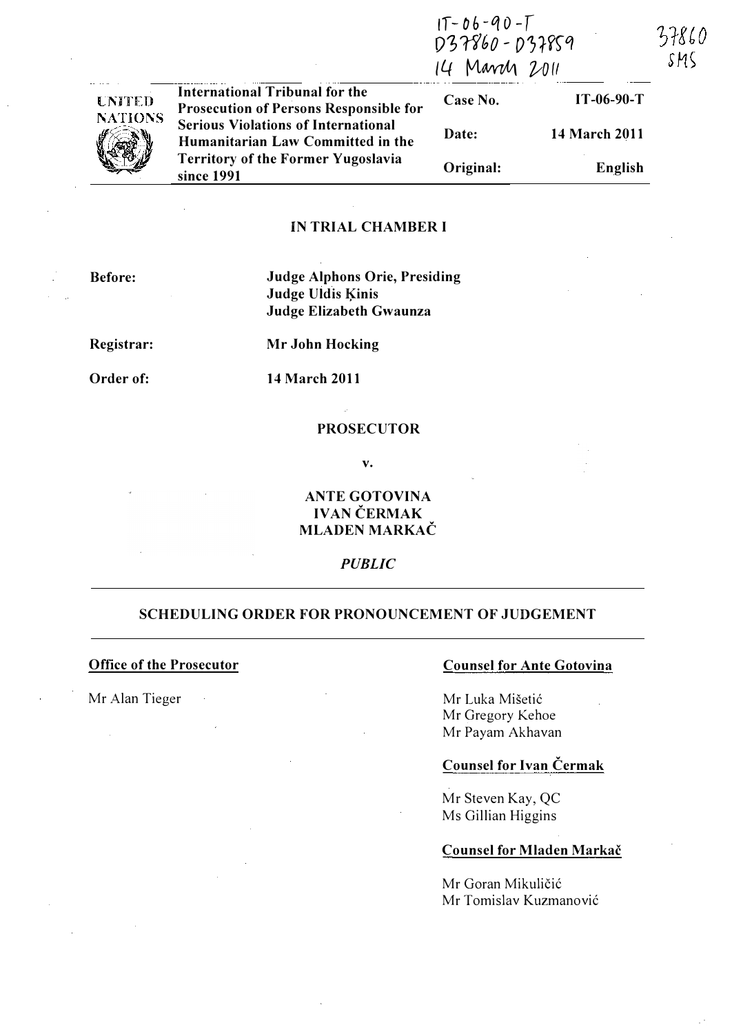IT-06-90-T
D37860 - D37859
14 March 2011

37860
SMS

| UNITED NATIONS | International Tribunal for the Prosecution of Persons Responsible for Serious Violations of International Humanitarian Law Committed in the Territory of the Former Yugoslavia since 1991 | Case No. | IT-06-90-T |
|---|---|---|---|
| | | Date: | 14 March 2011 |
| | | Original: | English |

**IN TRIAL CHAMBER I**

**Before:** **Judge Alphons Orie, Presiding**
**Judge Uldis Ķinis**
**Judge Elizabeth Gwaunza**

**Registrar:** **Mr John Hocking**

**Order of:** **14 March 2011**

**PROSECUTOR**

**v.**

**ANTE GOTOVINA**
**IVAN ČERMAK**
**MLADEN MARKAČ**

***PUBLIC***

## SCHEDULING ORDER FOR PRONOUNCEMENT OF JUDGEMENT

**Office of the Prosecutor**

Mr Alan Tieger

**Counsel for Ante Gotovina**

Mr Luka Mišetić
Mr Gregory Kehoe
Mr Payam Akhavan

**Counsel for Ivan Čermak**

Mr Steven Kay, QC
Ms Gillian Higgins

**Counsel for Mladen Markač**

Mr Goran Mikuličić
Mr Tomislav Kuzmanović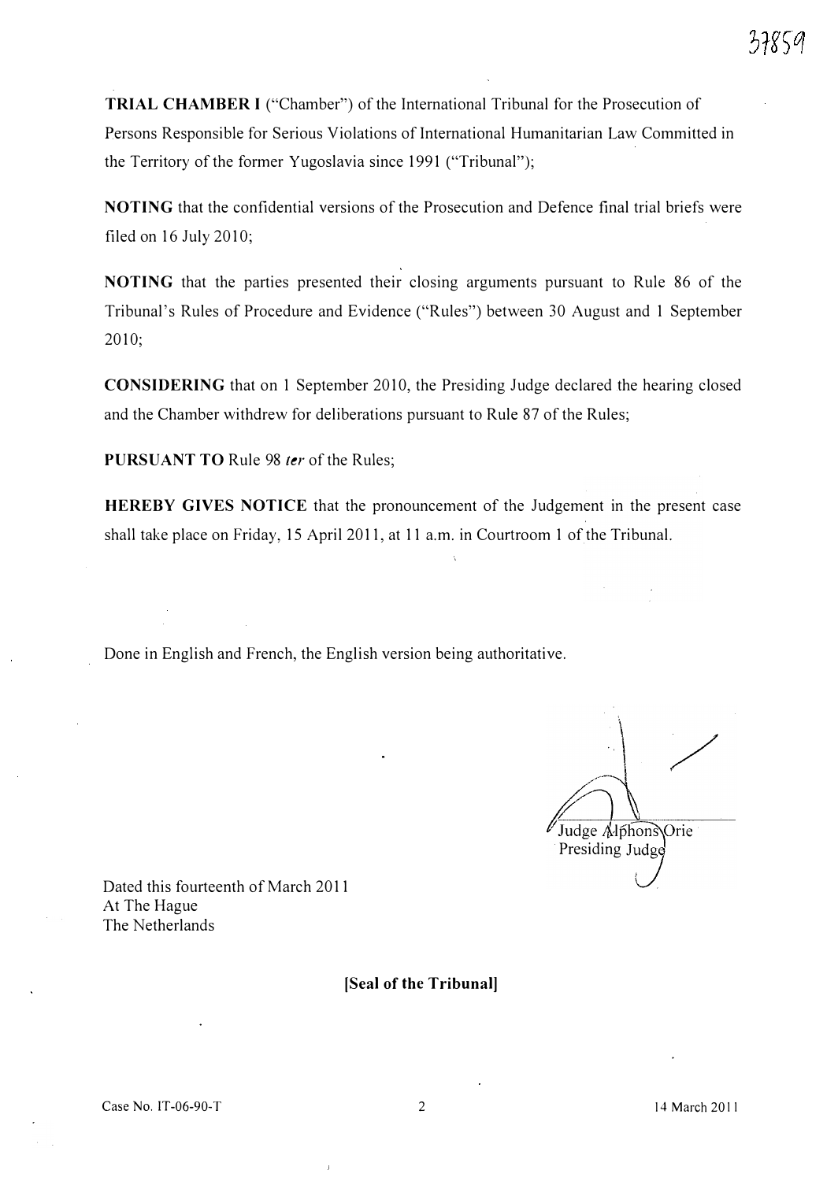**TRIAL CHAMBER I** ("Chamber") of the International Tribunal for the Prosecution of Persons Responsible for Serious Violations of International Humanitarian Law Committed in the Territory of the former Yugoslavia since 1991 ("Tribunal");

**NOTING** that the confidential versions of the Prosecution and Defence final trial briefs were filed on 16 July 2010;

**NOTING** that the parties presented their closing arguments pursuant to Rule 86 of the Tribunal's Rules of Procedure and Evidence ("Rules") between 30 August and 1 September 2010;

**CONSIDERING** that on 1 September 2010, the Presiding Judge declared the hearing closed and the Chamber withdrew for deliberations pursuant to Rule 87 of the Rules;

**PURSUANT TO** Rule 98 *ter* of the Rules;

**HEREBY GIVES NOTICE** that the pronouncement of the Judgement in the present case shall take place on Friday, 15 April 2011, at 11 a.m. in Courtroom 1 of the Tribunal.

Done in English and French, the English version being authoritative.

Judge Alphons Orie
Presiding Judge

Dated this fourteenth of March 2011
At The Hague
The Netherlands

**[Seal of the Tribunal]**